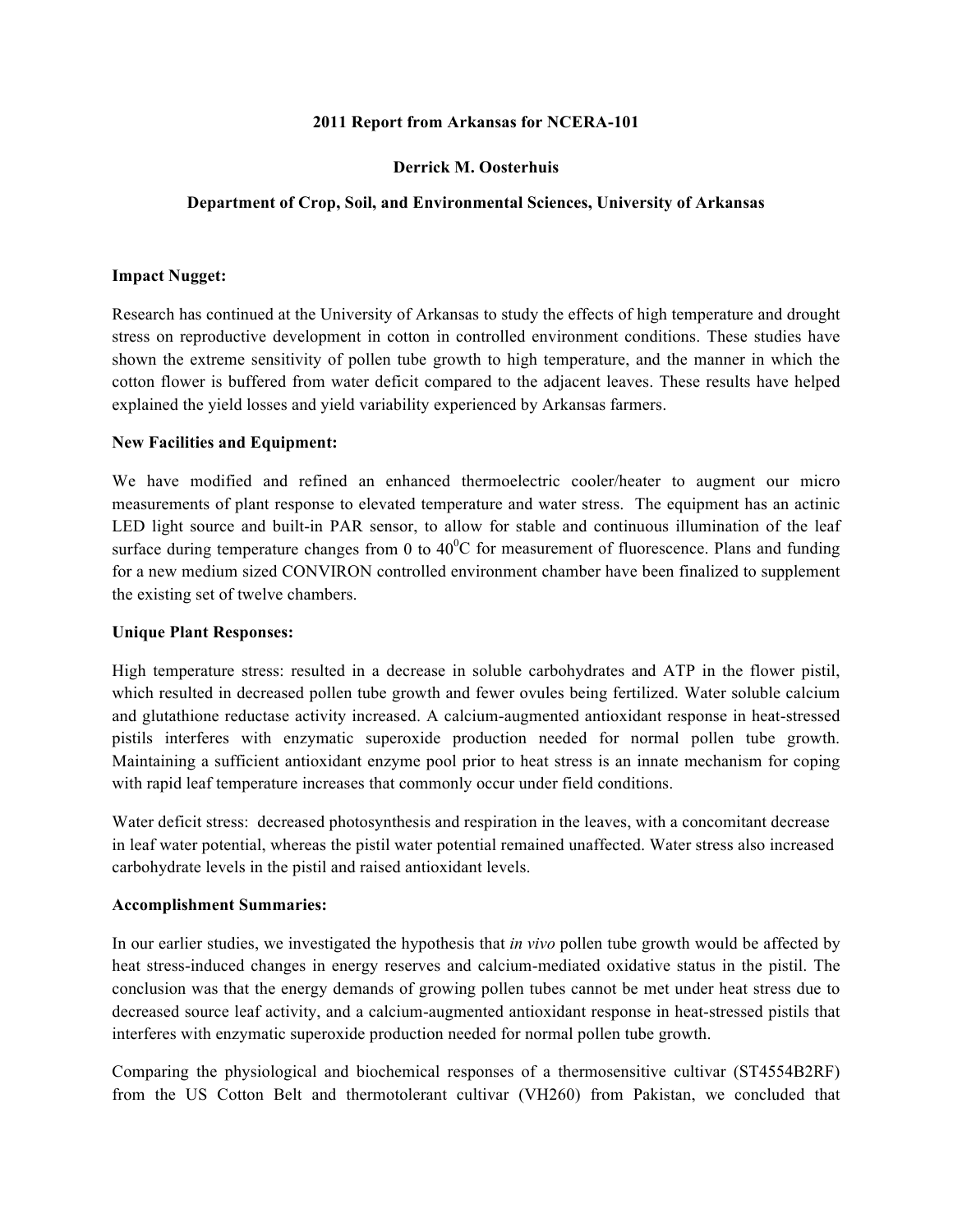**2011 Report from Arkansas for NCERA-101**

**Derrick M. Oosterhuis**

**Department of Crop, Soil, and Environmental Sciences, University of Arkansas**

**Impact Nugget:**

Research has continued at the University of Arkansas to study the effects of high temperature and drought stress on reproductive development in cotton in controlled environment conditions. These studies have shown the extreme sensitivity of pollen tube growth to high temperature, and the manner in which the cotton flower is buffered from water deficit compared to the adjacent leaves. These results have helped explained the yield losses and yield variability experienced by Arkansas farmers.

**New Facilities and Equipment:**

We have modified and refined an enhanced thermoelectric cooler/heater to augment our micro measurements of plant response to elevated temperature and water stress. The equipment has an actinic LED light source and built-in PAR sensor, to allow for stable and continuous illumination of the leaf surface during temperature changes from 0 to $40^0$C for measurement of fluorescence. Plans and funding for a new medium sized CONVIRON controlled environment chamber have been finalized to supplement the existing set of twelve chambers.

**Unique Plant Responses:**

High temperature stress: resulted in a decrease in soluble carbohydrates and ATP in the flower pistil, which resulted in decreased pollen tube growth and fewer ovules being fertilized. Water soluble calcium and glutathione reductase activity increased. A calcium-augmented antioxidant response in heat-stressed pistils interferes with enzymatic superoxide production needed for normal pollen tube growth. Maintaining a sufficient antioxidant enzyme pool prior to heat stress is an innate mechanism for coping with rapid leaf temperature increases that commonly occur under field conditions.

Water deficit stress: decreased photosynthesis and respiration in the leaves, with a concomitant decrease in leaf water potential, whereas the pistil water potential remained unaffected. Water stress also increased carbohydrate levels in the pistil and raised antioxidant levels.

**Accomplishment Summaries:**

In our earlier studies, we investigated the hypothesis that *in vivo* pollen tube growth would be affected by heat stress-induced changes in energy reserves and calcium-mediated oxidative status in the pistil. The conclusion was that the energy demands of growing pollen tubes cannot be met under heat stress due to decreased source leaf activity, and a calcium-augmented antioxidant response in heat-stressed pistils that interferes with enzymatic superoxide production needed for normal pollen tube growth.

Comparing the physiological and biochemical responses of a thermosensitive cultivar (ST4554B2RF) from the US Cotton Belt and thermotolerant cultivar (VH260) from Pakistan, we concluded that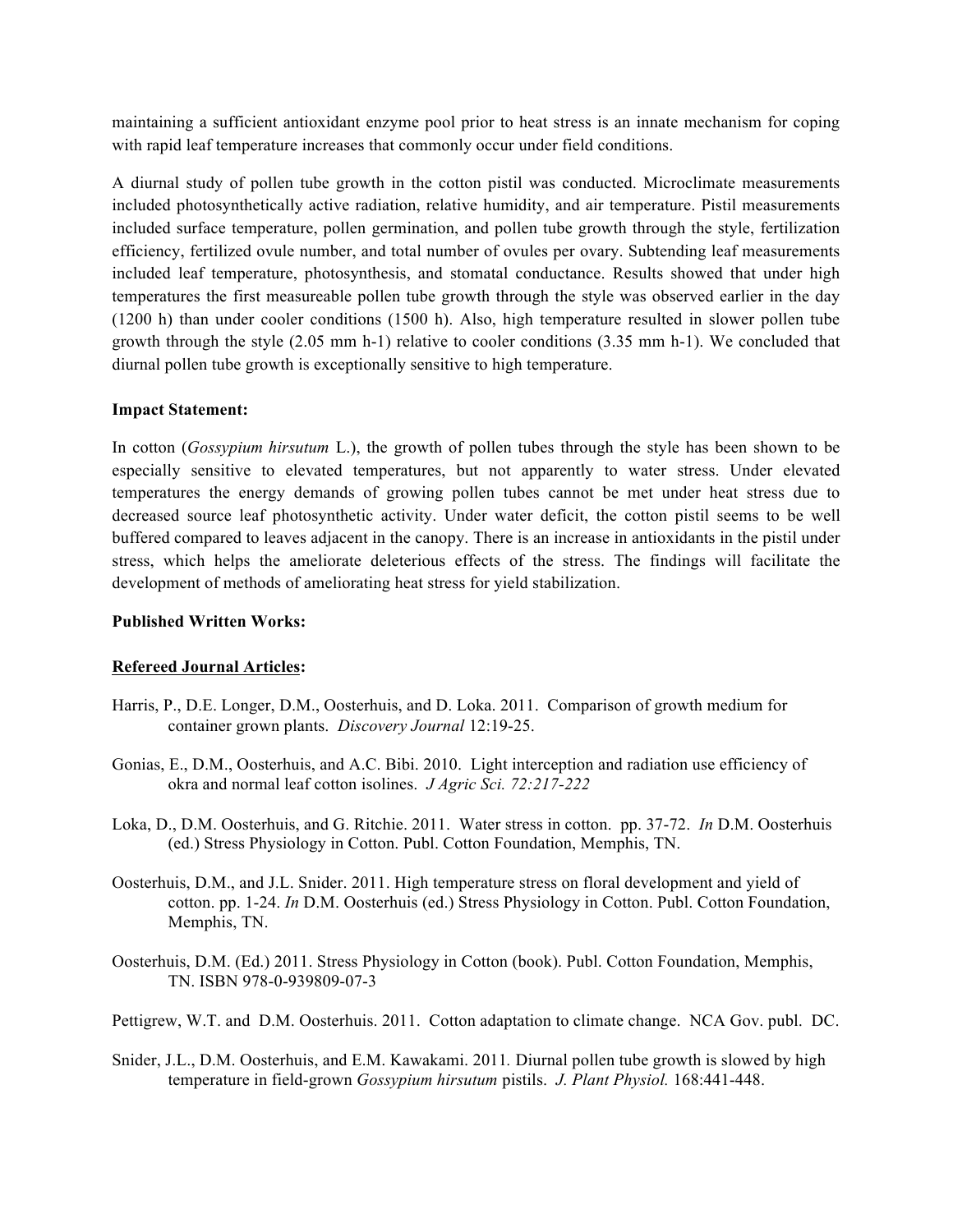maintaining a sufficient antioxidant enzyme pool prior to heat stress is an innate mechanism for coping with rapid leaf temperature increases that commonly occur under field conditions.

A diurnal study of pollen tube growth in the cotton pistil was conducted. Microclimate measurements included photosynthetically active radiation, relative humidity, and air temperature. Pistil measurements included surface temperature, pollen germination, and pollen tube growth through the style, fertilization efficiency, fertilized ovule number, and total number of ovules per ovary. Subtending leaf measurements included leaf temperature, photosynthesis, and stomatal conductance. Results showed that under high temperatures the first measureable pollen tube growth through the style was observed earlier in the day (1200 h) than under cooler conditions (1500 h). Also, high temperature resulted in slower pollen tube growth through the style (2.05 mm h-1) relative to cooler conditions (3.35 mm h-1). We concluded that diurnal pollen tube growth is exceptionally sensitive to high temperature.

**Impact Statement:**

In cotton (*Gossypium hirsutum* L.), the growth of pollen tubes through the style has been shown to be especially sensitive to elevated temperatures, but not apparently to water stress. Under elevated temperatures the energy demands of growing pollen tubes cannot be met under heat stress due to decreased source leaf photosynthetic activity. Under water deficit, the cotton pistil seems to be well buffered compared to leaves adjacent in the canopy. There is an increase in antioxidants in the pistil under stress, which helps the ameliorate deleterious effects of the stress. The findings will facilitate the development of methods of ameliorating heat stress for yield stabilization.

**Published Written Works:**

**Refereed Journal Articles:**

Harris, P., D.E. Longer, D.M., Oosterhuis, and D. Loka. 2011. Comparison of growth medium for container grown plants. *Discovery Journal* 12:19-25.

Gonias, E., D.M., Oosterhuis, and A.C. Bibi. 2010. Light interception and radiation use efficiency of okra and normal leaf cotton isolines. *J Agric Sci. 72:217-222*

Loka, D., D.M. Oosterhuis, and G. Ritchie. 2011. Water stress in cotton. pp. 37-72. *In* D.M. Oosterhuis (ed.) Stress Physiology in Cotton. Publ. Cotton Foundation, Memphis, TN.

Oosterhuis, D.M., and J.L. Snider. 2011. High temperature stress on floral development and yield of cotton. pp. 1-24. *In* D.M. Oosterhuis (ed.) Stress Physiology in Cotton. Publ. Cotton Foundation, Memphis, TN.

Oosterhuis, D.M. (Ed.) 2011. Stress Physiology in Cotton (book). Publ. Cotton Foundation, Memphis, TN. ISBN 978-0-939809-07-3

Pettigrew, W.T. and D.M. Oosterhuis. 2011. Cotton adaptation to climate change. NCA Gov. publ. DC.

Snider, J.L., D.M. Oosterhuis, and E.M. Kawakami. 2011. Diurnal pollen tube growth is slowed by high temperature in field-grown *Gossypium hirsutum* pistils. *J. Plant Physiol.* 168:441-448.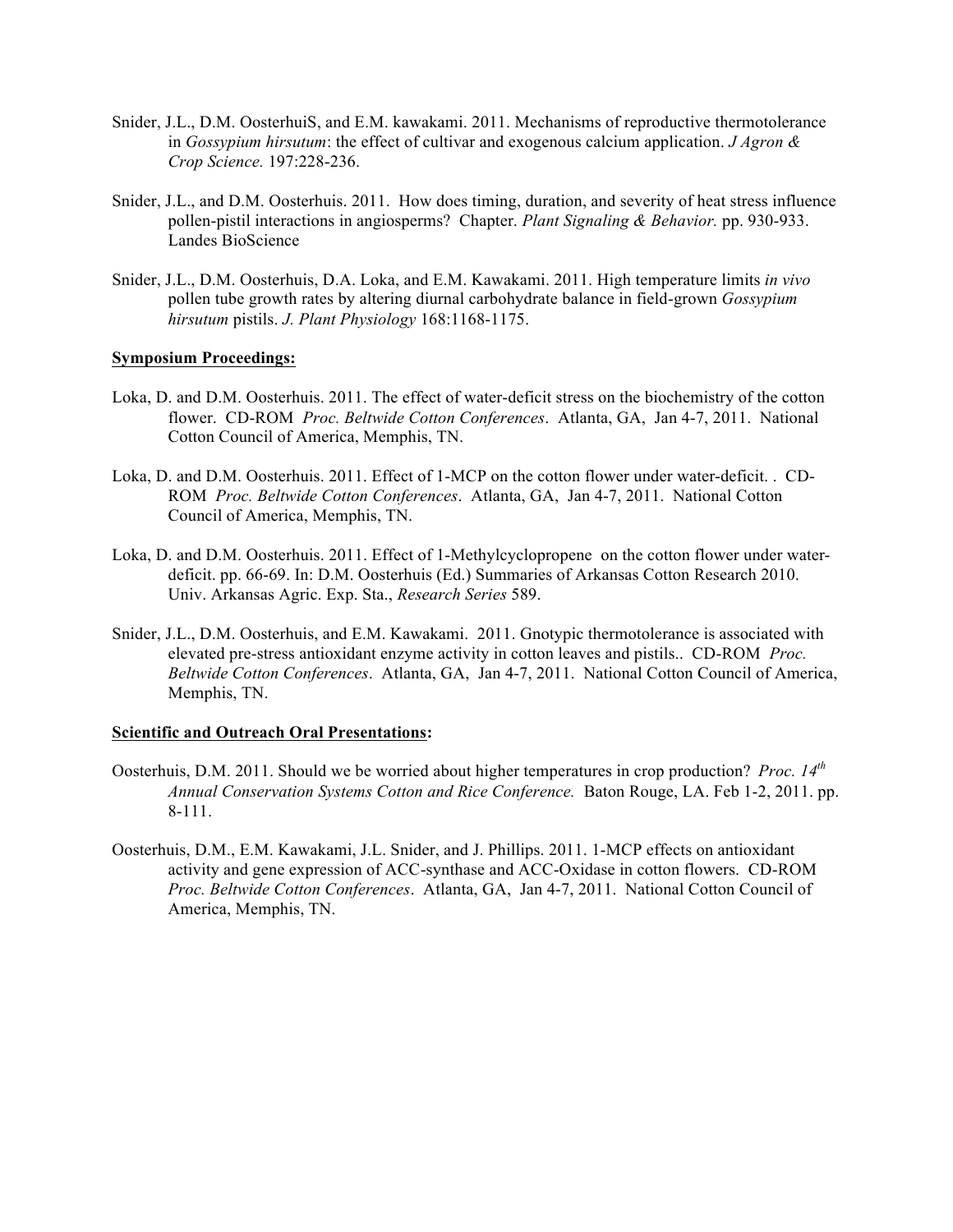Snider, J.L., D.M. OosterhuiS, and E.M. kawakami. 2011. Mechanisms of reproductive thermotolerance in *Gossypium hirsutum*: the effect of cultivar and exogenous calcium application. *J Agron & Crop Science.* 197:228-236.

Snider, J.L., and D.M. Oosterhuis. 2011. How does timing, duration, and severity of heat stress influence pollen-pistil interactions in angiosperms? Chapter. *Plant Signaling & Behavior.* pp. 930-933. Landes BioScience

Snider, J.L., D.M. Oosterhuis, D.A. Loka, and E.M. Kawakami. 2011. High temperature limits *in vivo* pollen tube growth rates by altering diurnal carbohydrate balance in field-grown *Gossypium hirsutum* pistils. *J. Plant Physiology* 168:1168-1175.

**Symposium Proceedings:**

Loka, D. and D.M. Oosterhuis. 2011. The effect of water-deficit stress on the biochemistry of the cotton flower. CD-ROM *Proc. Beltwide Cotton Conferences*. Atlanta, GA, Jan 4-7, 2011. National Cotton Council of America, Memphis, TN.

Loka, D. and D.M. Oosterhuis. 2011. Effect of 1-MCP on the cotton flower under water-deficit. . CD-ROM *Proc. Beltwide Cotton Conferences*. Atlanta, GA, Jan 4-7, 2011. National Cotton Council of America, Memphis, TN.

Loka, D. and D.M. Oosterhuis. 2011. Effect of 1-Methylcyclopropene on the cotton flower under water-deficit. pp. 66-69. In: D.M. Oosterhuis (Ed.) Summaries of Arkansas Cotton Research 2010. Univ. Arkansas Agric. Exp. Sta., *Research Series* 589.

Snider, J.L., D.M. Oosterhuis, and E.M. Kawakami. 2011. Gnotypic thermotolerance is associated with elevated pre-stress antioxidant enzyme activity in cotton leaves and pistils.. CD-ROM *Proc. Beltwide Cotton Conferences*. Atlanta, GA, Jan 4-7, 2011. National Cotton Council of America, Memphis, TN.

**Scientific and Outreach Oral Presentations:**

Oosterhuis, D.M. 2011. Should we be worried about higher temperatures in crop production? *Proc. 14th Annual Conservation Systems Cotton and Rice Conference.* Baton Rouge, LA. Feb 1-2, 2011. pp. 8-111.

Oosterhuis, D.M., E.M. Kawakami, J.L. Snider, and J. Phillips. 2011. 1-MCP effects on antioxidant activity and gene expression of ACC-synthase and ACC-Oxidase in cotton flowers. CD-ROM *Proc. Beltwide Cotton Conferences*. Atlanta, GA, Jan 4-7, 2011. National Cotton Council of America, Memphis, TN.